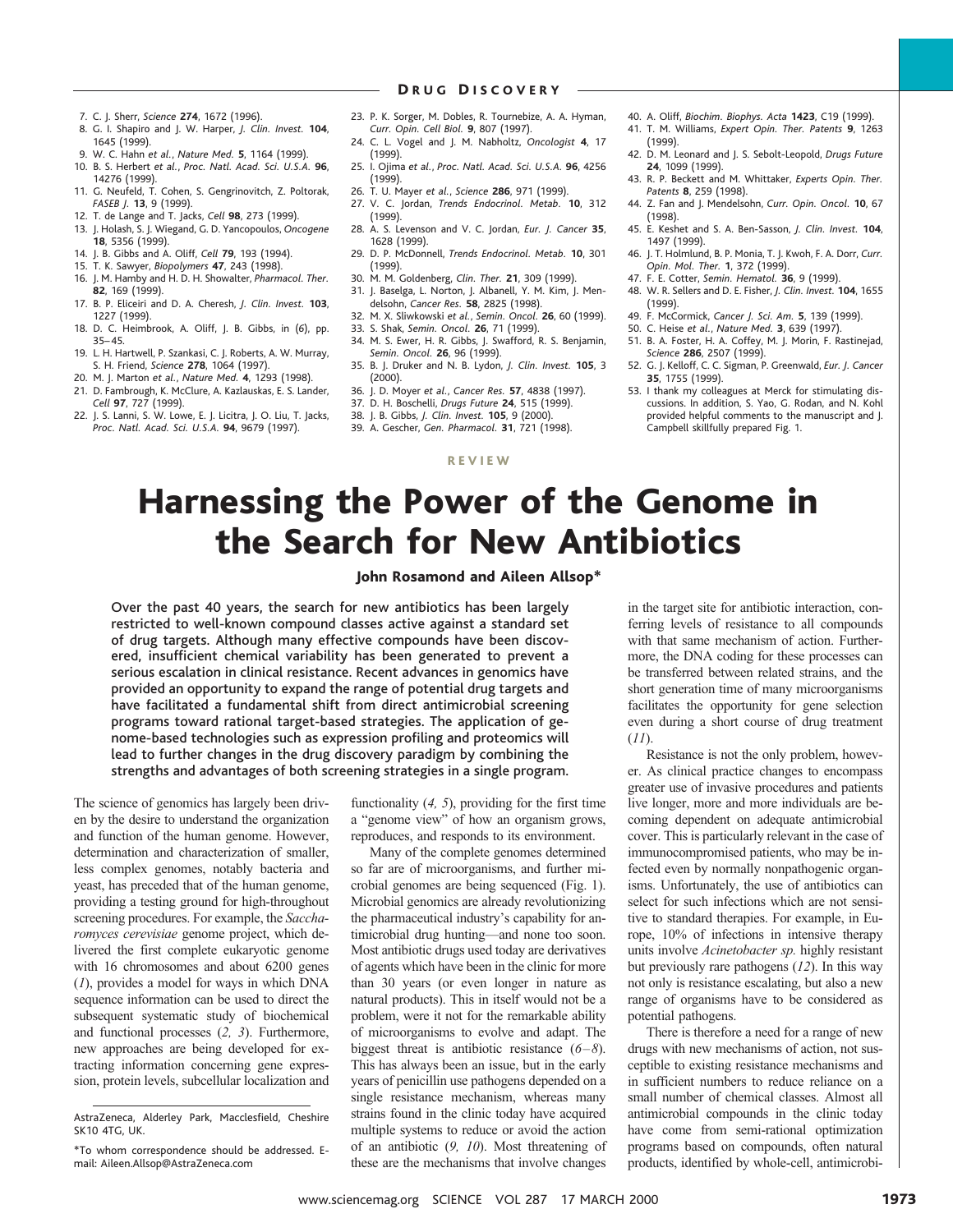7. C. J. Sherr, *Science* **274**, 1672 (1996).
8. G. I. Shapiro and J. W. Harper, *J. Clin. Invest.* **104**, 1645 (1999).
9. W. C. Hahn *et al.*, *Nature Med.* **5**, 1164 (1999).
10. B. S. Herbert *et al.*, *Proc. Natl. Acad. Sci. U.S.A.* **96**, 14276 (1999).
11. G. Neufeld, T. Cohen, S. Gengrinovitch, Z. Poltorak, *FASEB J.* **13**, 9 (1999).
12. T. de Lange and T. Jacks, *Cell* **98**, 273 (1999).
13. J. Holash, S. J. Wiegand, G. D. Yancopoulos, *Oncogene* **18**, 5356 (1999).
14. J. B. Gibbs and A. Oliff, *Cell* **79**, 193 (1994).
15. T. K. Sawyer, *Biopolymers* **47**, 243 (1998).
16. J. M. Hamby and H. D. H. Showalter, *Pharmacol. Ther.* **82**, 169 (1999).
17. B. P. Eliceiri and D. A. Cheresh, *J. Clin. Invest.* **103**, 1227 (1999).
18. D. C. Heimbrook, A. Oliff, J. B. Gibbs, in (*6*), pp. 35–45.
19. L. H. Hartwell, P. Szankasi, C. J. Roberts, A. W. Murray, S. H. Friend, *Science* **278**, 1064 (1997).
20. M. J. Marton *et al.*, *Nature Med.* **4**, 1293 (1998).
21. D. Fambrough, K. McClure, A. Kazlauskas, E. S. Lander, *Cell* **97**, 727 (1999).
22. J. S. Lanni, S. W. Lowe, E. J. Licitra, J. O. Liu, T. Jacks, *Proc. Natl. Acad. Sci. U.S.A.* **94**, 9679 (1997).
23. P. K. Sorger, M. Dobles, R. Tournebize, A. A. Hyman, *Curr. Opin. Cell Biol.* **9**, 807 (1997).
24. C. L. Vogel and J. M. Nabholtz, *Oncologist* **4**, 17 (1999).
25. I. Ojima *et al.*, *Proc. Natl. Acad. Sci. U.S.A.* **96**, 4256 (1999).
26. T. U. Mayer *et al.*, *Science* **286**, 971 (1999).
27. V. C. Jordan, *Trends Endocrinol. Metab.* **10**, 312 (1999).
28. A. S. Levenson and V. C. Jordan, *Eur. J. Cancer* **35**, 1628 (1999).
29. D. P. McDonnell, *Trends Endocrinol. Metab.* **10**, 301 (1999).
30. M. M. Goldenberg, *Clin. Ther.* **21**, 309 (1999).
31. J. Baselga, L. Norton, J. Albanell, Y. M. Kim, J. Mendelsohn, *Cancer Res.* **58**, 2825 (1998).
32. M. X. Sliwkowski *et al.*, *Semin. Oncol.* **26**, 60 (1999).
33. S. Shak, *Semin. Oncol.* **26**, 71 (1999).
34. M. S. Ewer, H. R. Gibbs, J. Swafford, R. S. Benjamin, *Semin. Oncol.* **26**, 96 (1999).
35. B. J. Druker and N. B. Lydon, *J. Clin. Invest.* **105**, 3 (2000).
36. J. D. Moyer *et al.*, *Cancer Res.* **57**, 4838 (1997).
37. D. H. Boschelli, *Drugs Future* **24**, 515 (1999).
38. J. B. Gibbs, *J. Clin. Invest.* **105**, 9 (2000).
39. A. Gescher, *Gen. Pharmacol.* **31**, 721 (1998).
40. A. Oliff, *Biochim. Biophys. Acta* **1423**, C19 (1999).
41. T. M. Williams, *Expert Opin. Ther. Patents* **9**, 1263 (1999).
42. D. M. Leonard and J. S. Sebolt-Leopold, *Drugs Future* **24**, 1099 (1999).
43. R. P. Beckett and M. Whittaker, *Experts Opin. Ther. Patents* **8**, 259 (1998).
44. Z. Fan and J. Mendelsohn, *Curr. Opin. Oncol.* **10**, 67 (1998).
45. E. Keshet and S. A. Ben-Sasson, *J. Clin. Invest.* **104**, 1497 (1999).
46. J. T. Holmlund, B. P. Monia, T. J. Kwoh, F. A. Dorr, *Curr. Opin. Mol. Ther.* **1**, 372 (1999).
47. F. E. Cotter, *Semin. Hematol.* **36**, 9 (1999).
48. W. R. Sellers and D. E. Fisher, *J. Clin. Invest.* **104**, 1655 (1999).
49. F. McCormick, *Cancer J. Sci. Am.* **5**, 139 (1999).
50. C. Heise *et al.*, *Nature Med.* **3**, 639 (1997).
51. B. A. Foster, H. A. Coffey, M. J. Morin, F. Rastinejad, *Science* **286**, 2507 (1999).
52. G. J. Kelloff, C. C. Sigman, P. Greenwald, *Eur. J. Cancer* **35**, 1755 (1999).
53. I thank my colleagues at Merck for stimulating discussions. In addition, S. Yao, G. Rodan, and N. Kohl provided helpful comments to the manuscript and J. Campbell skillfully prepared Fig. 1.

REVIEW

# Harnessing the Power of the Genome in the Search for New Antibiotics

**John Rosamond and Aileen Allsop***

**Over the past 40 years, the search for new antibiotics has been largely restricted to well-known compound classes active against a standard set of drug targets. Although many effective compounds have been discovered, insufficient chemical variability has been generated to prevent a serious escalation in clinical resistance. Recent advances in genomics have provided an opportunity to expand the range of potential drug targets and have facilitated a fundamental shift from direct antimicrobial screening programs toward rational target-based strategies. The application of genome-based technologies such as expression profiling and proteomics will lead to further changes in the drug discovery paradigm by combining the strengths and advantages of both screening strategies in a single program.**

The science of genomics has largely been driven by the desire to understand the organization and function of the human genome. However, determination and characterization of smaller, less complex genomes, notably bacteria and yeast, has preceded that of the human genome, providing a testing ground for high-throughput screening procedures. For example, the *Saccharomyces cerevisiae* genome project, which delivered the first complete eukaryotic genome with 16 chromosomes and about 6200 genes (*1*), provides a model for ways in which DNA sequence information can be used to direct the subsequent systematic study of biochemical and functional processes (*2, 3*). Furthermore, new approaches are being developed for extracting information concerning gene expression, protein levels, subcellular localization and functionality (*4, 5*), providing for the first time a "genome view" of how an organism grows, reproduces, and responds to its environment.

Many of the complete genomes determined so far are of microorganisms, and further microbial genomes are being sequenced (Fig. 1). Microbial genomics are already revolutionizing the pharmaceutical industry's capability for antimicrobial drug hunting—and none too soon. Most antibiotic drugs used today are derivatives of agents which have been in the clinic for more than 30 years (or even longer in nature as natural products). This in itself would not be a problem, were it not for the remarkable ability of microorganisms to evolve and adapt. The biggest threat is antibiotic resistance (*6–8*). This has always been an issue, but in the early years of penicillin use pathogens depended on a single resistance mechanism, whereas many strains found in the clinic today have acquired multiple systems to reduce or avoid the action of an antibiotic (*9, 10*). Most threatening of these are the mechanisms that involve changes in the target site for antibiotic interaction, conferring levels of resistance to all compounds with that same mechanism of action. Furthermore, the DNA coding for these processes can be transferred between related strains, and the short generation time of many microorganisms facilitates the opportunity for gene selection even during a short course of drug treatment (*11*).

Resistance is not the only problem, however. As clinical practice changes to encompass greater use of invasive procedures and patients live longer, more and more individuals are becoming dependent on adequate antimicrobial cover. This is particularly relevant in the case of immunocompromised patients, who may be infected even by normally nonpathogenic organisms. Unfortunately, the use of antibiotics can select for such infections which are not sensitive to standard therapies. For example, in Europe, 10% of infections in intensive therapy units involve *Acinetobacter sp.* highly resistant but previously rare pathogens (*12*). In this way not only is resistance escalating, but also a new range of organisms have to be considered as potential pathogens.

There is therefore a need for a range of new drugs with new mechanisms of action, not susceptible to existing resistance mechanisms and in sufficient numbers to reduce reliance on a small number of chemical classes. Almost all antimicrobial compounds in the clinic today have come from semi-rational optimization programs based on compounds, often natural products, identified by whole-cell, antimicrobi-

AstraZeneca, Alderley Park, Macclesfield, Cheshire SK10 4TG, UK.

*To whom correspondence should be addressed. E-mail: Aileen.Allsop@AstraZeneca.com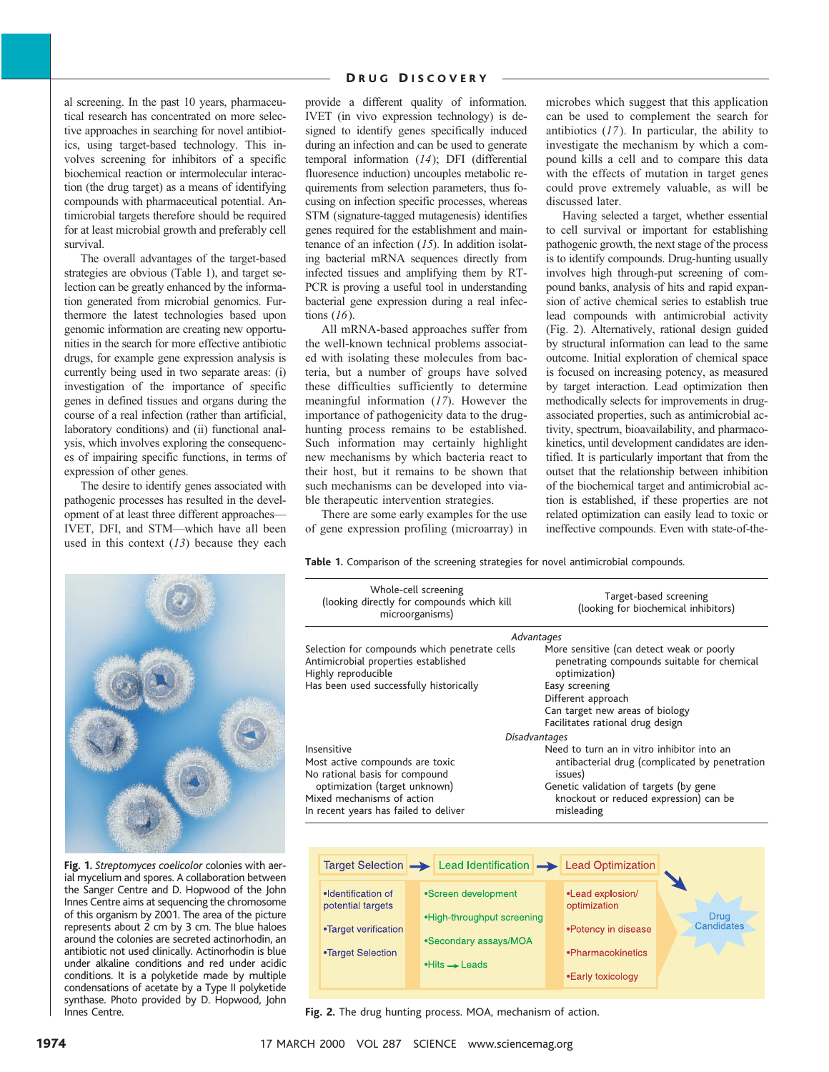al screening. In the past 10 years, pharmaceutical research has concentrated on more selective approaches in searching for novel antibiotics, using target-based technology. This involves screening for inhibitors of a specific biochemical reaction or intermolecular interaction (the drug target) as a means of identifying compounds with pharmaceutical potential. Antimicrobial targets therefore should be required for at least microbial growth and preferably cell survival.

The overall advantages of the target-based strategies are obvious (Table 1), and target selection can be greatly enhanced by the information generated from microbial genomics. Furthermore the latest technologies based upon genomic information are creating new opportunities in the search for more effective antibiotic drugs, for example gene expression analysis is currently being used in two separate areas: (i) investigation of the importance of specific genes in defined tissues and organs during the course of a real infection (rather than artificial, laboratory conditions) and (ii) functional analysis, which involves exploring the consequences of impairing specific functions, in terms of expression of other genes.

The desire to identify genes associated with pathogenic processes has resulted in the development of at least three different approaches—IVET, DFI, and STM—which have all been used in this context (*13*) because they each provide a different quality of information. IVET (in vivo expression technology) is designed to identify genes specifically induced during an infection and can be used to generate temporal information (*14*); DFI (differential fluoresence induction) uncouples metabolic requirements from selection parameters, thus focusing on infection specific processes, whereas STM (signature-tagged mutagenesis) identifies genes required for the establishment and maintenance of an infection (*15*). In addition isolating bacterial mRNA sequences directly from infected tissues and amplifying them by RT-PCR is proving a useful tool in understanding bacterial gene expression during a real infections (*16*).

All mRNA-based approaches suffer from the well-known technical problems associated with isolating these molecules from bacteria, but a number of groups have solved these difficulties sufficiently to determine meaningful information (*17*). However the importance of pathogenicity data to the drug-hunting process remains to be established. Such information may certainly highlight new mechanisms by which bacteria react to their host, but it remains to be shown that such mechanisms can be developed into viable therapeutic intervention strategies.

There are some early examples for the use of gene expression profiling (microarray) in microbes which suggest that this application can be used to complement the search for antibiotics (*17*). In particular, the ability to investigate the mechanism by which a compound kills a cell and to compare this data with the effects of mutation in target genes could prove extremely valuable, as will be discussed later.

Having selected a target, whether essential to cell survival or important for establishing pathogenic growth, the next stage of the process is to identify compounds. Drug-hunting usually involves high through-put screening of compound banks, analysis of hits and rapid expansion of active chemical series to establish true lead compounds with antimicrobial activity (Fig. 2). Alternatively, rational design guided by structural information can lead to the same outcome. Initial exploration of chemical space is focused on increasing potency, as measured by target interaction. Lead optimization then methodically selects for improvements in drug-associated properties, such as antimicrobial activity, spectrum, bioavailability, and pharmacokinetics, until development candidates are identified. It is particularly important that from the outset that the relationship between inhibition of the biochemical target and antimicrobial action is established, if these properties are not related optimization can easily lead to toxic or ineffective compounds. Even with state-of-the-

**Table 1.** Comparison of the screening strategies for novel antimicrobial compounds.

| Whole-cell screening (looking directly for compounds which kill microorganisms) | Target-based screening (looking for biochemical inhibitors) |
|---|---|
| *Advantages* | |
| Selection for compounds which penetrate cells | More sensitive (can detect weak or poorly penetrating compounds suitable for chemical optimization) |
| Antimicrobial properties established | Easy screening |
| Highly reproducible | Different approach |
| Has been used successfully historically | Can target new areas of biology |
| | Facilitates rational drug design |
| *Disadvantages* | |
| Insensitive | Need to turn an in vitro inhibitor into an antibacterial drug (complicated by penetration issues) |
| Most active compounds are toxic | Genetic validation of targets (by gene knockout or reduced expression) can be misleading |
| No rational basis for compound optimization (target unknown) | |
| Mixed mechanisms of action | |
| In recent years has failed to deliver | |

**Fig. 1.** *Streptomyces coelicolor* colonies with aerial mycelium and spores. A collaboration between the Sanger Centre and D. Hopwood of the John Innes Centre aims at sequencing the chromosome of this organism by 2001. The area of the picture represents about 2 cm by 3 cm. The blue haloes around the colonies are secreted actinorhodin, an antibiotic not used clinically. Actinorhodin is blue under alkaline conditions and red under acidic conditions. It is a polyketide made by multiple condensations of acetate by a Type II polyketide synthase. Photo provided by D. Hopwood, John Innes Centre.

| Target Selection | Lead Identification | Lead Optimization | → Drug Candidates |
|---|---|---|---|
| •Identification of potential targets | •Screen development | •Lead explosion/optimization | |
| •Target verification | •High-throughput screening | •Potency in disease | |
| •Target Selection | •Secondary assays/MOA | •Pharmacokinetics | |
| | •Hits → Leads | •Early toxicology | |

**Fig. 2.** The drug hunting process. MOA, mechanism of action.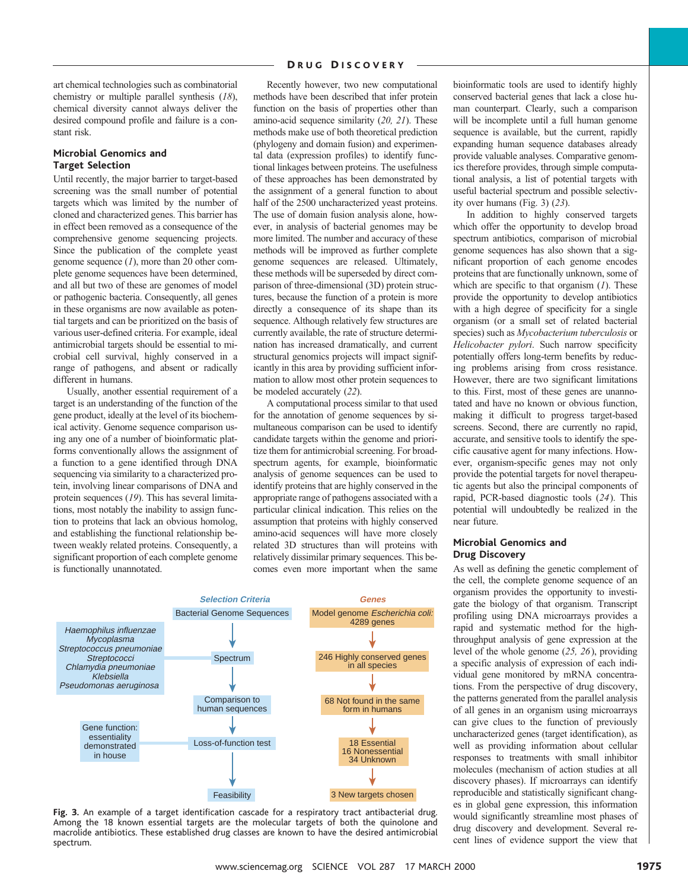art chemical technologies such as combinatorial chemistry or multiple parallel synthesis (*18*), chemical diversity cannot always deliver the desired compound profile and failure is a constant risk.

## Microbial Genomics and Target Selection

Until recently, the major barrier to target-based screening was the small number of potential targets which was limited by the number of cloned and characterized genes. This barrier has in effect been removed as a consequence of the comprehensive genome sequencing projects. Since the publication of the complete yeast genome sequence (*1*), more than 20 other complete genome sequences have been determined, and all but two of these are genomes of model or pathogenic bacteria. Consequently, all genes in these organisms are now available as potential targets and can be prioritized on the basis of various user-defined criteria. For example, ideal antimicrobial targets should be essential to microbial cell survival, highly conserved in a range of pathogens, and absent or radically different in humans.

Usually, another essential requirement of a target is an understanding of the function of the gene product, ideally at the level of its biochemical activity. Genome sequence comparison using any one of a number of bioinformatic platforms conventionally allows the assignment of a function to a gene identified through DNA sequencing via similarity to a characterized protein, involving linear comparisons of DNA and protein sequences (*19*). This has several limitations, most notably the inability to assign function to proteins that lack an obvious homolog, and establishing the functional relationship between weakly related proteins. Consequently, a significant proportion of each complete genome is functionally unannotated.

Recently however, two new computational methods have been described that infer protein function on the basis of properties other than amino-acid sequence similarity (*20, 21*). These methods make use of both theoretical prediction (phylogeny and domain fusion) and experimental data (expression profiles) to identify functional linkages between proteins. The usefulness of these approaches has been demonstrated by the assignment of a general function to about half of the 2500 uncharacterized yeast proteins. The use of domain fusion analysis alone, however, in analysis of bacterial genomes may be more limited. The number and accuracy of these methods will be improved as further complete genome sequences are released. Ultimately, these methods will be superseded by direct comparison of three-dimensional (3D) protein structures, because the function of a protein is more directly a consequence of its shape than its sequence. Although relatively few structures are currently available, the rate of structure determination has increased dramatically, and current structural genomics projects will impact significantly in this area by providing sufficient information to allow most other protein sequences to be modeled accurately (*22*).

A computational process similar to that used for the annotation of genome sequences by simultaneous comparison can be used to identify candidate targets within the genome and prioritize them for antimicrobial screening. For broad-spectrum agents, for example, bioinformatic analysis of genome sequences can be used to identify proteins that are highly conserved in the appropriate range of pathogens associated with a particular clinical indication. This relies on the assumption that proteins with highly conserved amino-acid sequences will have more closely related 3D structures than will proteins with relatively dissimilar primary sequences. This becomes even more important when the same bioinformatic tools are used to identify highly conserved bacterial genes that lack a close human counterpart. Clearly, such a comparison will be incomplete until a full human genome sequence is available, but the current, rapidly expanding human sequence databases already provide valuable analyses. Comparative genomics therefore provides, through simple computational analysis, a list of potential targets with useful bacterial spectrum and possible selectivity over humans (Fig. 3) (*23*).

In addition to highly conserved targets which offer the opportunity to develop broad spectrum antibiotics, comparison of microbial genome sequences has also shown that a significant proportion of each genome encodes proteins that are functionally unknown, some of which are specific to that organism (*1*). These provide the opportunity to develop antibiotics with a high degree of specificity for a single organism (or a small set of related bacterial species) such as *Mycobacterium tuberculosis* or *Helicobacter pylori*. Such narrow specificity potentially offers long-term benefits by reducing problems arising from cross resistance. However, there are two significant limitations to this. First, most of these genes are unannotated and have no known or obvious function, making it difficult to progress target-based screens. Second, there are currently no rapid, accurate, and sensitive tools to identify the specific causative agent for many infections. However, organism-specific genes may not only provide the potential targets for novel therapeutic agents but also the principal components of rapid, PCR-based diagnostic tools (*24*). This potential will undoubtedly be realized in the near future.

## Microbial Genomics and Drug Discovery

As well as defining the genetic complement of the cell, the complete genome sequence of an organism provides the opportunity to investigate the biology of that organism. Transcript profiling using DNA microarrays provides a rapid and systematic method for the high-throughput analysis of gene expression at the level of the whole genome (*25, 26*), providing a specific analysis of expression of each individual gene monitored by mRNA concentrations. From the perspective of drug discovery, the patterns generated from the parallel analysis of all genes in an organism using microarrays can give clues to the function of previously uncharacterized genes (target identification), as well as providing information about cellular responses to treatments with small inhibitor molecules (mechanism of action studies at all discovery phases). If microarrays can identify reproducible and statistically significant changes in global gene expression, this information would significantly streamline most phases of drug discovery and development. Several recent lines of evidence support the view that

Selection Criteria

Genes

Bacterial Genome Sequences

Model genome *Escherichia coli:* 4289 genes

*Haemophilus influenzae*
*Mycoplasma*
*Streptococcus pneumoniae*
*Streptococci*
*Chlamydia pneumoniae*
*Klebsiella*
*Pseudomonas aeruginosa*

Spectrum

246 Highly conserved genes in all species

Comparison to human sequences

68 Not found in the same form in humans

Gene function: essentiality demonstrated in house

Loss-of-function test

18 Essential
16 Nonessential
34 Unknown

Feasibility

3 New targets chosen

**Fig. 3.** An example of a target identification cascade for a respiratory tract antibacterial drug. Among the 18 known essential targets are the molecular targets of both the quinolone and macrolide antibiotics. These established drug classes are known to have the desired antimicrobial spectrum.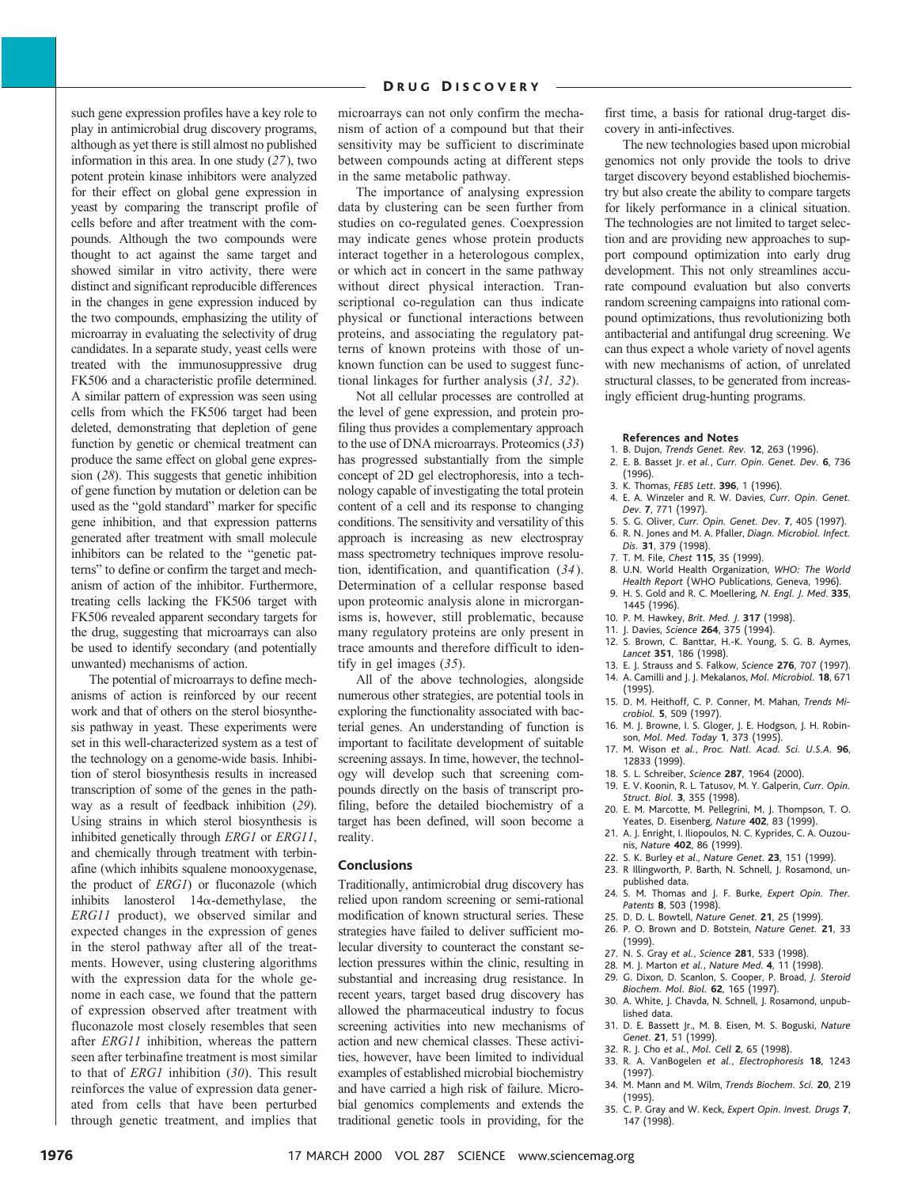such gene expression profiles have a key role to play in antimicrobial drug discovery programs, although as yet there is still almost no published information in this area. In one study (*27*), two potent protein kinase inhibitors were analyzed for their effect on global gene expression in yeast by comparing the transcript profile of cells before and after treatment with the compounds. Although the two compounds were thought to act against the same target and showed similar in vitro activity, there were distinct and significant reproducible differences in the changes in gene expression induced by the two compounds, emphasizing the utility of microarray in evaluating the selectivity of drug candidates. In a separate study, yeast cells were treated with the immunosuppressive drug FK506 and a characteristic profile determined. A similar pattern of expression was seen using cells from which the FK506 target had been deleted, demonstrating that depletion of gene function by genetic or chemical treatment can produce the same effect on global gene expression (*28*). This suggests that genetic inhibition of gene function by mutation or deletion can be used as the "gold standard" marker for specific gene inhibition, and that expression patterns generated after treatment with small molecule inhibitors can be related to the "genetic patterns" to define or confirm the target and mechanism of action of the inhibitor. Furthermore, treating cells lacking the FK506 target with FK506 revealed apparent secondary targets for the drug, suggesting that microarrays can also be used to identify secondary (and potentially unwanted) mechanisms of action.

The potential of microarrays to define mechanisms of action is reinforced by our recent work and that of others on the sterol biosynthesis pathway in yeast. These experiments were set in this well-characterized system as a test of the technology on a genome-wide basis. Inhibition of sterol biosynthesis results in increased transcription of some of the genes in the pathway as a result of feedback inhibition (*29*). Using strains in which sterol biosynthesis is inhibited genetically through *ERG1* or *ERG11*, and chemically through treatment with terbinafine (which inhibits squalene monooxygenase, the product of *ERG1*) or fluconazole (which inhibits lanosterol 14$\alpha$-demethylase, the *ERG11* product), we observed similar and expected changes in the expression of genes in the sterol pathway after all of the treatments. However, using clustering algorithms with the expression data for the whole genome in each case, we found that the pattern of expression observed after treatment with fluconazole most closely resembles that seen after *ERG11* inhibition, whereas the pattern seen after terbinafine treatment is most similar to that of *ERG1* inhibition (*30*). This result reinforces the value of expression data generated from cells that have been perturbed through genetic treatment, and implies that microarrays can not only confirm the mechanism of action of a compound but that their sensitivity may be sufficient to discriminate between compounds acting at different steps in the same metabolic pathway.

The importance of analysing expression data by clustering can be seen further from studies on co-regulated genes. Coexpression may indicate genes whose protein products interact together in a heterologous complex, or which act in concert in the same pathway without direct physical interaction. Transcriptional co-regulation can thus indicate physical or functional interactions between proteins, and associating the regulatory patterns of known proteins with those of unknown function can be used to suggest functional linkages for further analysis (*31, 32*).

Not all cellular processes are controlled at the level of gene expression, and protein profiling thus provides a complementary approach to the use of DNA microarrays. Proteomics (*33*) has progressed substantially from the simple concept of 2D gel electrophoresis, into a technology capable of investigating the total protein content of a cell and its response to changing conditions. The sensitivity and versatility of this approach is increasing as new electrospray mass spectrometry techniques improve resolution, identification, and quantification (*34*). Determination of a cellular response based upon proteomic analysis alone in microorganisms is, however, still problematic, because many regulatory proteins are only present in trace amounts and therefore difficult to identify in gel images (*35*).

All of the above technologies, alongside numerous other strategies, are potential tools in exploring the functionality associated with bacterial genes. An understanding of function is important to facilitate development of suitable screening assays. In time, however, the technology will develop such that screening compounds directly on the basis of transcript profiling, before the detailed biochemistry of a target has been defined, will soon become a reality.

## Conclusions

Traditionally, antimicrobial drug discovery has relied upon random screening or semi-rational modification of known structural series. These strategies have failed to deliver sufficient molecular diversity to counteract the constant selection pressures within the clinic, resulting in substantial and increasing drug resistance. In recent years, target based drug discovery has allowed the pharmaceutical industry to focus screening activities into new mechanisms of action and new chemical classes. These activities, however, have been limited to individual examples of established microbial biochemistry and have carried a high risk of failure. Microbial genomics complements and extends the traditional genetic tools in providing, for the first time, a basis for rational drug-target discovery in anti-infectives.

The new technologies based upon microbial genomics not only provide the tools to drive target discovery beyond established biochemistry but also create the ability to compare targets for likely performance in a clinical situation. The technologies are not limited to target selection and are providing new approaches to support compound optimization into early drug development. This not only streamlines accurate compound evaluation but also converts random screening campaigns into rational compound optimizations, thus revolutionizing both antibacterial and antifungal drug screening. We can thus expect a whole variety of novel agents with new mechanisms of action, of unrelated structural classes, to be generated from increasingly efficient drug-hunting programs.

### References and Notes

1. B. Dujon, *Trends Genet. Rev.* **12**, 263 (1996).
2. E. B. Basset Jr. *et al.*, *Curr. Opin. Genet. Dev.* **6**, 736 (1996).
3. K. Thomas, *FEBS Lett.* **396**, 1 (1996).
4. E. A. Winzeler and R. W. Davies, *Curr. Opin. Genet. Dev.* **7**, 771 (1997).
5. S. G. Oliver, *Curr. Opin. Genet. Dev.* **7**, 405 (1997).
6. R. N. Jones and M. A. Pfaller, *Diagn. Microbiol. Infect. Dis.* **31**, 379 (1998).
7. T. M. File, *Chest* **115**, 3S (1999).
8. U.N. World Health Organization, *WHO: The World Health Report* (WHO Publications, Geneva, 1996).
9. H. S. Gold and R. C. Moellering, *N. Engl. J. Med.* **335**, 1445 (1996).
10. P. M. Hawkey, *Brit. Med. J.* **317** (1998).
11. J. Davies, *Science* **264**, 375 (1994).
12. S. Brown, C. Banttar, H.-K. Young, S. G. B. Aymes, *Lancet* **351**, 186 (1998).
13. E. J. Strauss and S. Falkow, *Science* **276**, 707 (1997).
14. A. Camilli and J. J. Mekalanos, *Mol. Microbiol.* **18**, 671 (1995).
15. D. M. Heithoff, C. P. Conner, M. Mahan, *Trends Microbiol.* **5**, 509 (1997).
16. M. J. Browne, I. S. Gloger, J. E. Hodgson, J. H. Robinson, *Mol. Med. Today* **1**, 373 (1995).
17. M. Wison *et al.*, *Proc. Natl. Acad. Sci. U.S.A.* **96**, 12833 (1999).
18. S. L. Schreiber, *Science* **287**, 1964 (2000).
19. E. V. Koonin, R. L. Tatusov, M. Y. Galperin, *Curr. Opin. Struct. Biol.* **3**, 355 (1998).
20. E. M. Marcotte, M. Pellegrini, M. J. Thompson, T. O. Yeates, D. Eisenberg, *Nature* **402**, 83 (1999).
21. A. J. Enright, I. Iliopoulos, N. C. Kyprides, C. A. Ouzounis, *Nature* **402**, 86 (1999).
22. S. K. Burley *et al.*, *Nature Genet.* **23**, 151 (1999).
23. R Illingworth, P. Barth, N. Schnell, J. Rosamond, unpublished data.
24. S. M. Thomas and J. F. Burke, *Expert Opin. Ther. Patents* **8**, 503 (1998).
25. D. D. L. Bowtell, *Nature Genet.* **21**, 25 (1999).
26. P. O. Brown and D. Botstein, *Nature Genet.* **21**, 33 (1999).
27. N. S. Gray *et al.*, *Science* **281**, 533 (1998).
28. M. J. Marton *et al.*, *Nature Med.* **4**, 11 (1998).
29. G. Dixon, D. Scanlon, S. Cooper, P. Broad, *J. Steroid Biochem. Mol. Biol.* **62**, 165 (1997).
30. A. White, J. Chavda, N. Schnell, J. Rosamond, unpublished data.
31. D. E. Bassett Jr., M. B. Eisen, M. S. Boguski, *Nature Genet.* **21**, 51 (1999).
32. R. J. Cho *et al.*, *Mol. Cell* **2**, 65 (1998).
33. R. A. VanBogelen *et al.*, *Electrophoresis* **18**, 1243 (1997).
34. M. Mann and M. Wilm, *Trends Biochem. Sci.* **20**, 219 (1995).
35. C. P. Gray and W. Keck, *Expert Opin. Invest. Drugs* **7**, 147 (1998).